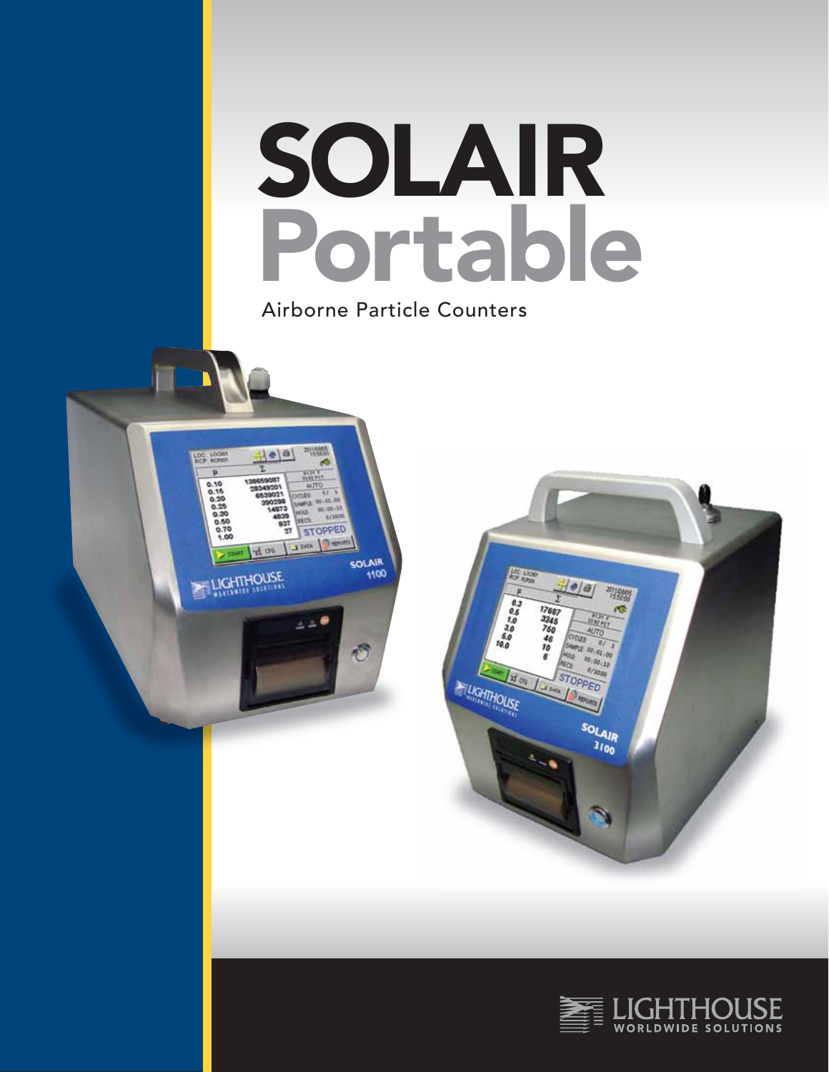# SOLAIR Portable

Airborne Particle Counters

LIGHTHOUSE WORLDWIDE SOLUTIONS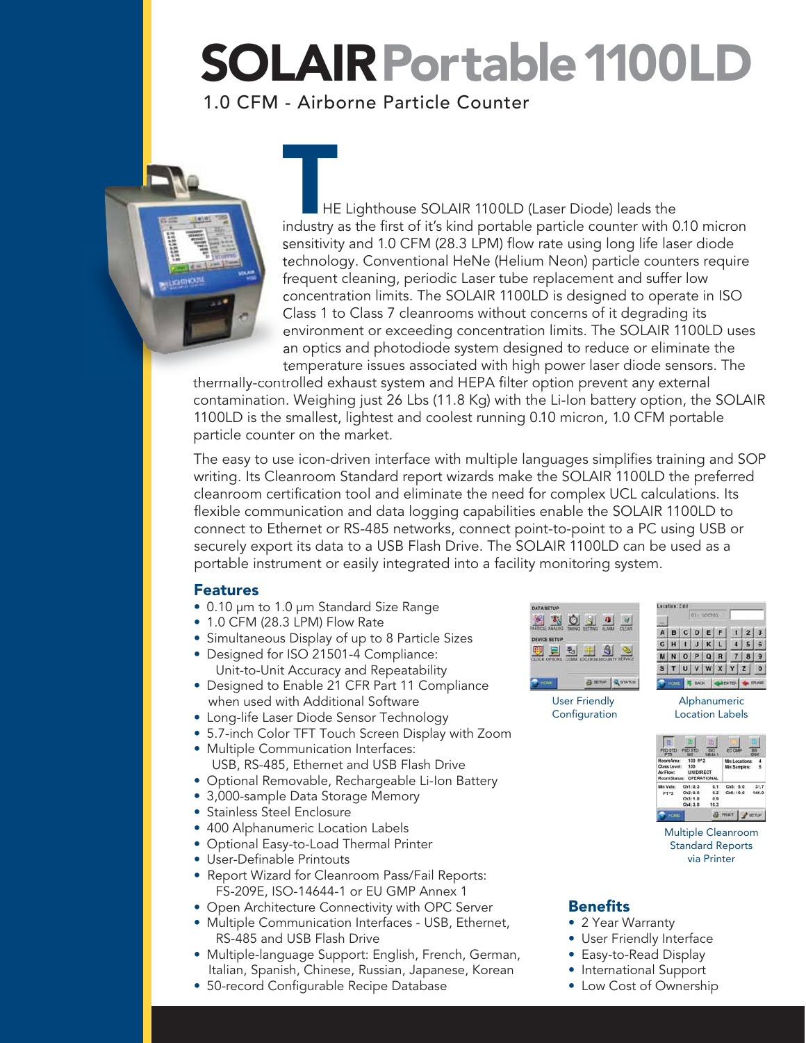# SOLAIR Portable 1100LD

1.0 CFM - Airborne Particle Counter

THE Lighthouse SOLAIR 1100LD (Laser Diode) leads the industry as the first of it's kind portable particle counter with 0.10 micron sensitivity and 1.0 CFM (28.3 LPM) flow rate using long life laser diode technology. Conventional HeNe (Helium Neon) particle counters require frequent cleaning, periodic Laser tube replacement and suffer low concentration limits. The SOLAIR 1100LD is designed to operate in ISO Class 1 to Class 7 cleanrooms without concerns of it degrading its environment or exceeding concentration limits. The SOLAIR 1100LD uses an optics and photodiode system designed to reduce or eliminate the temperature issues associated with high power laser diode sensors. The thermally-controlled exhaust system and HEPA filter option prevent any external contamination. Weighing just 26 Lbs (11.8 Kg) with the Li-Ion battery option, the SOLAIR 1100LD is the smallest, lightest and coolest running 0.10 micron, 1.0 CFM portable particle counter on the market.

The easy to use icon-driven interface with multiple languages simplifies training and SOP writing. Its Cleanroom Standard report wizards make the SOLAIR 1100LD the preferred cleanroom certification tool and eliminate the need for complex UCL calculations. Its flexible communication and data logging capabilities enable the SOLAIR 1100LD to connect to Ethernet or RS-485 networks, connect point-to-point to a PC using USB or securely export its data to a USB Flash Drive. The SOLAIR 1100LD can be used as a portable instrument or easily integrated into a facility monitoring system.

## Features

- 0.10 µm to 1.0 µm Standard Size Range
- 1.0 CFM (28.3 LPM) Flow Rate
- Simultaneous Display of up to 8 Particle Sizes
- Designed for ISO 21501-4 Compliance: Unit-to-Unit Accuracy and Repeatability
- Designed to Enable 21 CFR Part 11 Compliance when used with Additional Software
- Long-life Laser Diode Sensor Technology
- 5.7-inch Color TFT Touch Screen Display with Zoom
- Multiple Communication Interfaces: USB, RS-485, Ethernet and USB Flash Drive
- Optional Removable, Rechargeable Li-Ion Battery
- 3,000-sample Data Storage Memory
- Stainless Steel Enclosure
- 400 Alphanumeric Location Labels
- Optional Easy-to-Load Thermal Printer
- User-Definable Printouts
- Report Wizard for Cleanroom Pass/Fail Reports: FS-209E, ISO-14644-1 or EU GMP Annex 1
- Open Architecture Connectivity with OPC Server
- Multiple Communication Interfaces - USB, Ethernet, RS-485 and USB Flash Drive
- Multiple-language Support: English, French, German, Italian, Spanish, Chinese, Russian, Japanese, Korean
- 50-record Configurable Recipe Database

User Friendly Configuration

Alphanumeric Location Labels

Multiple Cleanroom Standard Reports via Printer

## Benefits

- 2 Year Warranty
- User Friendly Interface
- Easy-to-Read Display
- International Support
- Low Cost of Ownership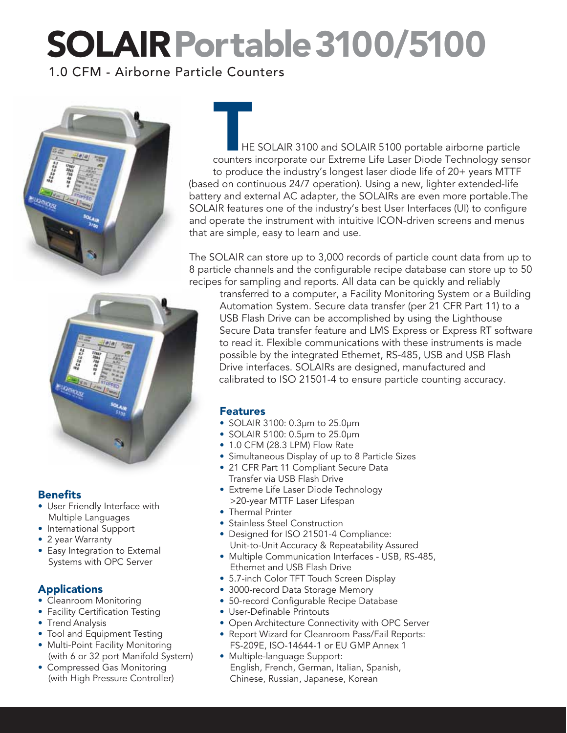# SOLAIR Portable 3100/5100

1.0 CFM - Airborne Particle Counters

THE SOLAIR 3100 and SOLAIR 5100 portable airborne particle counters incorporate our Extreme Life Laser Diode Technology sensor to produce the industry's longest laser diode life of 20+ years MTTF (based on continuous 24/7 operation). Using a new, lighter extended-life battery and external AC adapter, the SOLAIRs are even more portable.The SOLAIR features one of the industry's best User Interfaces (UI) to configure and operate the instrument with intuitive ICON-driven screens and menus that are simple, easy to learn and use.

The SOLAIR can store up to 3,000 records of particle count data from up to 8 particle channels and the configurable recipe database can store up to 50 recipes for sampling and reports. All data can be quickly and reliably transferred to a computer, a Facility Monitoring System or a Building Automation System. Secure data transfer (per 21 CFR Part 11) to a USB Flash Drive can be accomplished by using the Lighthouse Secure Data transfer feature and LMS Express or Express RT software to read it. Flexible communications with these instruments is made possible by the integrated Ethernet, RS-485, USB and USB Flash Drive interfaces. SOLAIRs are designed, manufactured and calibrated to ISO 21501-4 to ensure particle counting accuracy.

## Features

- SOLAIR 3100: 0.3µm to 25.0µm
- SOLAIR 5100: 0.5µm to 25.0µm
- 1.0 CFM (28.3 LPM) Flow Rate
- Simultaneous Display of up to 8 Particle Sizes
- 21 CFR Part 11 Compliant Secure Data Transfer via USB Flash Drive
- Extreme Life Laser Diode Technology >20-year MTTF Laser Lifespan
- Thermal Printer
- Stainless Steel Construction
- Designed for ISO 21501-4 Compliance: Unit-to-Unit Accuracy & Repeatability Assured
- Multiple Communication Interfaces - USB, RS-485, Ethernet and USB Flash Drive
- 5.7-inch Color TFT Touch Screen Display
- 3000-record Data Storage Memory
- 50-record Configurable Recipe Database
- User-Definable Printouts
- Open Architecture Connectivity with OPC Server
- Report Wizard for Cleanroom Pass/Fail Reports: FS-209E, ISO-14644-1 or EU GMP Annex 1
- Multiple-language Support: English, French, German, Italian, Spanish, Chinese, Russian, Japanese, Korean

## Benefits

- User Friendly Interface with Multiple Languages
- International Support
- 2 year Warranty
- Easy Integration to External Systems with OPC Server

## Applications

- Cleanroom Monitoring
- Facility Certification Testing
- Trend Analysis
- Tool and Equipment Testing
- Multi-Point Facility Monitoring (with 6 or 32 port Manifold System)
- Compressed Gas Monitoring (with High Pressure Controller)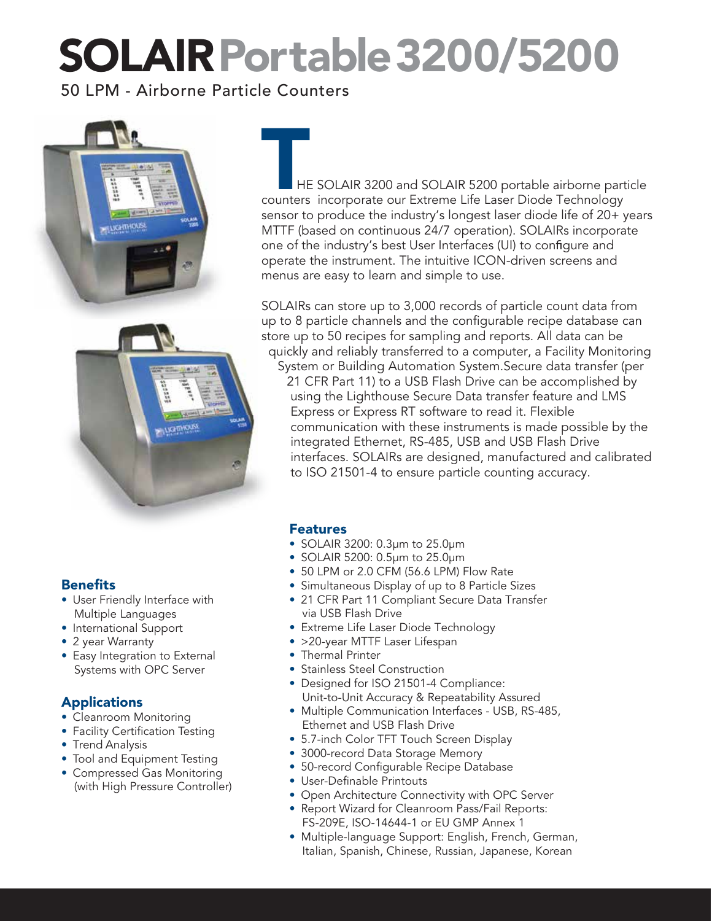# SOLAIR Portable 3200/5200

50 LPM - Airborne Particle Counters

THE SOLAIR 3200 and SOLAIR 5200 portable airborne particle counters incorporate our Extreme Life Laser Diode Technology sensor to produce the industry's longest laser diode life of 20+ years MTTF (based on continuous 24/7 operation). SOLAIRs incorporate one of the industry's best User Interfaces (UI) to configure and operate the instrument. The intuitive ICON-driven screens and menus are easy to learn and simple to use.

SOLAIRs can store up to 3,000 records of particle count data from up to 8 particle channels and the configurable recipe database can store up to 50 recipes for sampling and reports. All data can be quickly and reliably transferred to a computer, a Facility Monitoring System or Building Automation System.Secure data transfer (per 21 CFR Part 11) to a USB Flash Drive can be accomplished by using the Lighthouse Secure Data transfer feature and LMS Express or Express RT software to read it. Flexible communication with these instruments is made possible by the integrated Ethernet, RS-485, USB and USB Flash Drive interfaces. SOLAIRs are designed, manufactured and calibrated to ISO 21501-4 to ensure particle counting accuracy.

### Benefits

- User Friendly Interface with Multiple Languages
- International Support
- 2 year Warranty
- Easy Integration to External Systems with OPC Server

### Applications

- Cleanroom Monitoring
- Facility Certification Testing
- Trend Analysis
- Tool and Equipment Testing
- Compressed Gas Monitoring (with High Pressure Controller)

### Features

- SOLAIR 3200: 0.3µm to 25.0µm
- SOLAIR 5200: 0.5µm to 25.0µm
- 50 LPM or 2.0 CFM (56.6 LPM) Flow Rate
- Simultaneous Display of up to 8 Particle Sizes
- 21 CFR Part 11 Compliant Secure Data Transfer via USB Flash Drive
- Extreme Life Laser Diode Technology
- >20-year MTTF Laser Lifespan
- Thermal Printer
- Stainless Steel Construction
- Designed for ISO 21501-4 Compliance: Unit-to-Unit Accuracy & Repeatability Assured
- Multiple Communication Interfaces - USB, RS-485, Ethernet and USB Flash Drive
- 5.7-inch Color TFT Touch Screen Display
- 3000-record Data Storage Memory
- 50-record Configurable Recipe Database
- User-Definable Printouts
- Open Architecture Connectivity with OPC Server
- Report Wizard for Cleanroom Pass/Fail Reports: FS-209E, ISO-14644-1 or EU GMP Annex 1
- Multiple-language Support: English, French, German, Italian, Spanish, Chinese, Russian, Japanese, Korean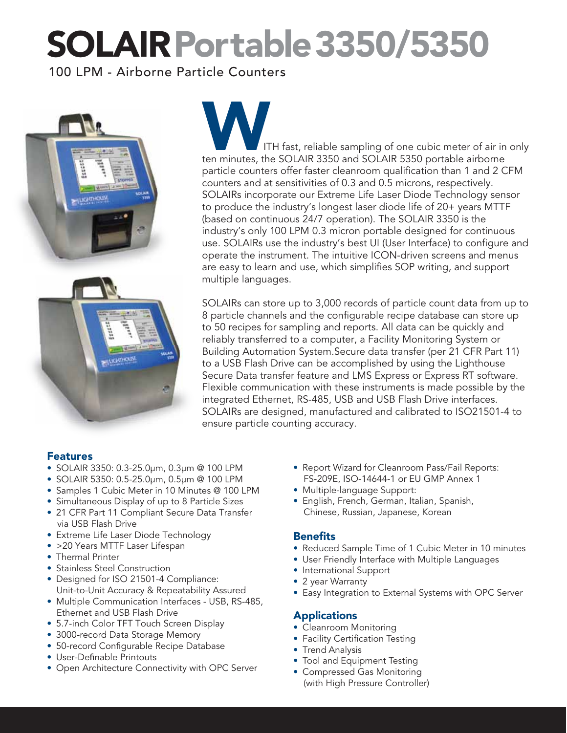# SOLAIR Portable 3350/5350

100 LPM - Airborne Particle Counters

WITH fast, reliable sampling of one cubic meter of air in only ten minutes, the SOLAIR 3350 and SOLAIR 5350 portable airborne particle counters offer faster cleanroom qualification than 1 and 2 CFM counters and at sensitivities of 0.3 and 0.5 microns, respectively. SOLAIRs incorporate our Extreme Life Laser Diode Technology sensor to produce the industry's longest laser diode life of 20+ years MTTF (based on continuous 24/7 operation). The SOLAIR 3350 is the industry's only 100 LPM 0.3 micron portable designed for continuous use. SOLAIRs use the industry's best UI (User Interface) to configure and operate the instrument. The intuitive ICON-driven screens and menus are easy to learn and use, which simplifies SOP writing, and support multiple languages.

SOLAIRs can store up to 3,000 records of particle count data from up to 8 particle channels and the configurable recipe database can store up to 50 recipes for sampling and reports. All data can be quickly and reliably transferred to a computer, a Facility Monitoring System or Building Automation System.Secure data transfer (per 21 CFR Part 11) to a USB Flash Drive can be accomplished by using the Lighthouse Secure Data transfer feature and LMS Express or Express RT software. Flexible communication with these instruments is made possible by the integrated Ethernet, RS-485, USB and USB Flash Drive interfaces. SOLAIRs are designed, manufactured and calibrated to ISO21501-4 to ensure particle counting accuracy.

## Features

- SOLAIR 3350: 0.3-25.0µm, 0.3µm @ 100 LPM
- SOLAIR 5350: 0.5-25.0µm, 0.5µm @ 100 LPM
- Samples 1 Cubic Meter in 10 Minutes @ 100 LPM
- Simultaneous Display of up to 8 Particle Sizes
- 21 CFR Part 11 Compliant Secure Data Transfer via USB Flash Drive
- Extreme Life Laser Diode Technology
- >20 Years MTTF Laser Lifespan
- Thermal Printer
- Stainless Steel Construction
- Designed for ISO 21501-4 Compliance: Unit-to-Unit Accuracy & Repeatability Assured
- Multiple Communication Interfaces - USB, RS-485, Ethernet and USB Flash Drive
- 5.7-inch Color TFT Touch Screen Display
- 3000-record Data Storage Memory
- 50-record Configurable Recipe Database
- User-Definable Printouts
- Open Architecture Connectivity with OPC Server
- Report Wizard for Cleanroom Pass/Fail Reports: FS-209E, ISO-14644-1 or EU GMP Annex 1
- Multiple-language Support:
- English, French, German, Italian, Spanish, Chinese, Russian, Japanese, Korean

## Benefits

- Reduced Sample Time of 1 Cubic Meter in 10 minutes
- User Friendly Interface with Multiple Languages
- International Support
- 2 year Warranty
- Easy Integration to External Systems with OPC Server

## Applications

- Cleanroom Monitoring
- Facility Certification Testing
- Trend Analysis
- Tool and Equipment Testing
- Compressed Gas Monitoring (with High Pressure Controller)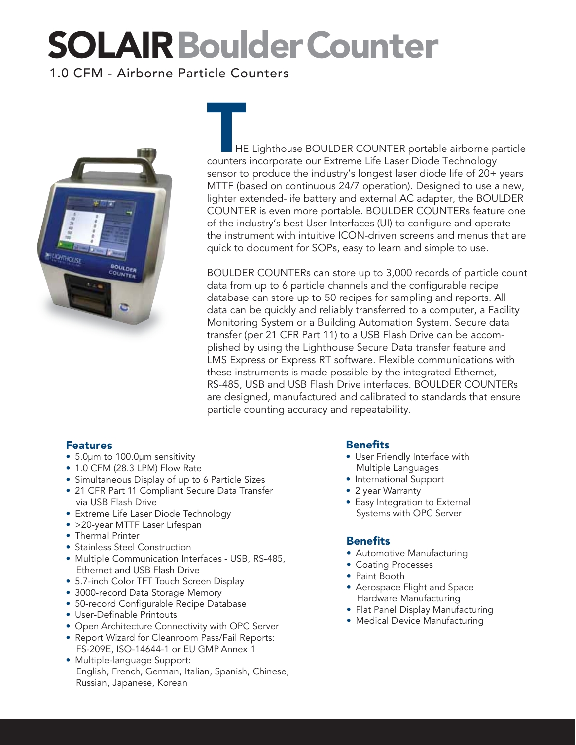# SOLAIR Boulder Counter

1.0 CFM - Airborne Particle Counters

THE Lighthouse BOULDER COUNTER portable airborne particle counters incorporate our Extreme Life Laser Diode Technology sensor to produce the industry's longest laser diode life of 20+ years MTTF (based on continuous 24/7 operation). Designed to use a new, lighter extended-life battery and external AC adapter, the BOULDER COUNTER is even more portable. BOULDER COUNTERs feature one of the industry's best User Interfaces (UI) to configure and operate the instrument with intuitive ICON-driven screens and menus that are quick to document for SOPs, easy to learn and simple to use.

BOULDER COUNTERs can store up to 3,000 records of particle count data from up to 6 particle channels and the configurable recipe database can store up to 50 recipes for sampling and reports. All data can be quickly and reliably transferred to a computer, a Facility Monitoring System or a Building Automation System. Secure data transfer (per 21 CFR Part 11) to a USB Flash Drive can be accomplished by using the Lighthouse Secure Data transfer feature and LMS Express or Express RT software. Flexible communications with these instruments is made possible by the integrated Ethernet, RS-485, USB and USB Flash Drive interfaces. BOULDER COUNTERs are designed, manufactured and calibrated to standards that ensure particle counting accuracy and repeatability.

## Features

- 5.0µm to 100.0µm sensitivity
- 1.0 CFM (28.3 LPM) Flow Rate
- Simultaneous Display of up to 6 Particle Sizes
- 21 CFR Part 11 Compliant Secure Data Transfer via USB Flash Drive
- Extreme Life Laser Diode Technology
- >20-year MTTF Laser Lifespan
- Thermal Printer
- Stainless Steel Construction
- Multiple Communication Interfaces - USB, RS-485, Ethernet and USB Flash Drive
- 5.7-inch Color TFT Touch Screen Display
- 3000-record Data Storage Memory
- 50-record Configurable Recipe Database
- User-Definable Printouts
- Open Architecture Connectivity with OPC Server
- Report Wizard for Cleanroom Pass/Fail Reports: FS-209E, ISO-14644-1 or EU GMP Annex 1
- Multiple-language Support: English, French, German, Italian, Spanish, Chinese, Russian, Japanese, Korean

## Benefits

- User Friendly Interface with Multiple Languages
- International Support
- 2 year Warranty
- Easy Integration to External Systems with OPC Server

## Benefits

- Automotive Manufacturing
- Coating Processes
- Paint Booth
- Aerospace Flight and Space Hardware Manufacturing
- Flat Panel Display Manufacturing
- Medical Device Manufacturing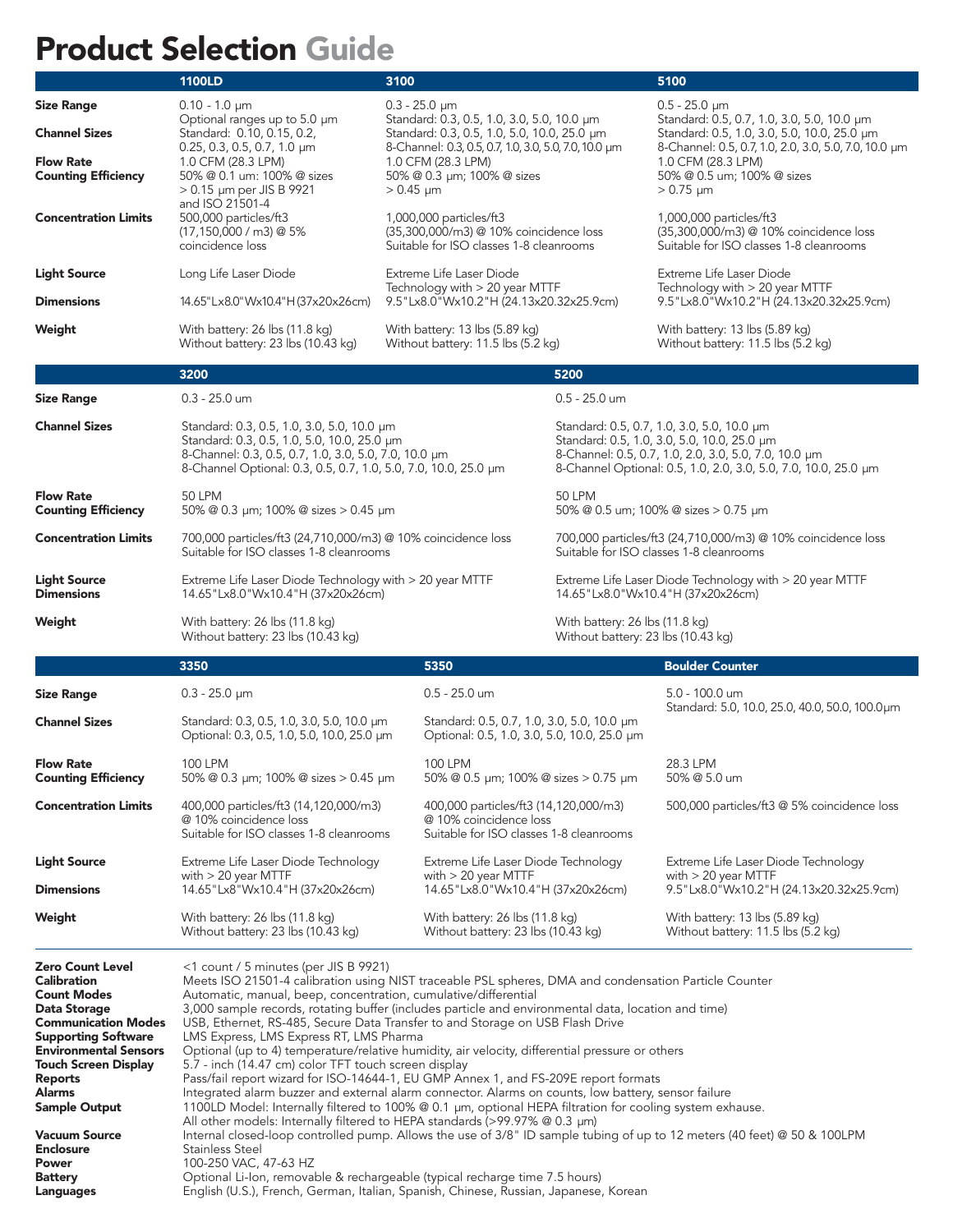# Product Selection Guide

| | 1100LD | 3100 | 5100 |
|---|---|---|---|
| **Size Range** | 0.10 - 1.0 µm<br>Optional ranges up to 5.0 µm | 0.3 - 25.0 µm<br>Standard: 0.3, 0.5, 1.0, 3.0, 5.0, 10.0 µm | 0.5 - 25.0 µm<br>Standard: 0.5, 0.7, 1.0, 3.0, 5.0, 10.0 µm |
| **Channel Sizes** | Standard: 0.10, 0.15, 0.2, 0.25, 0.3, 0.5, 0.7, 1.0 µm | Standard: 0.3, 0.5, 1.0, 5.0, 10.0, 25.0 µm<br>8-Channel: 0.3, 0.5, 0.7, 1.0, 3.0, 5.0, 7.0, 10.0 µm | Standard: 0.5, 1.0, 3.0, 5.0, 10.0, 25.0 µm<br>8-Channel: 0.5, 0.7, 1.0, 2.0, 3.0, 5.0, 7.0, 10.0 µm |
| **Flow Rate** | 1.0 CFM (28.3 LPM) | 1.0 CFM (28.3 LPM) | 1.0 CFM (28.3 LPM) |
| **Counting Efficiency** | 50% @ 0.1 um: 100% @ sizes > 0.15 µm per JIS B 9921 and ISO 21501-4 | 50% @ 0.3 µm; 100% @ sizes > 0.45 µm | 50% @ 0.5 um; 100% @ sizes > 0.75 µm |
| **Concentration Limits** | 500,000 particles/ft3 (17,150,000 / m3) @ 5% coincidence loss | 1,000,000 particles/ft3 (35,300,000/m3) @ 10% coincidence loss<br>Suitable for ISO classes 1-8 cleanrooms | 1,000,000 particles/ft3 (35,300,000/m3) @ 10% coincidence loss<br>Suitable for ISO classes 1-8 cleanrooms |
| **Light Source** | Long Life Laser Diode | Extreme Life Laser Diode Technology with > 20 year MTTF | Extreme Life Laser Diode Technology with > 20 year MTTF |
| **Dimensions** | 14.65"Lx8.0"Wx10.4"H (37x20x26cm) | 9.5"Lx8.0"Wx10.2"H (24.13x20.32x25.9cm) | 9.5"Lx8.0"Wx10.2"H (24.13x20.32x25.9cm) |
| **Weight** | With battery: 26 lbs (11.8 kg)<br>Without battery: 23 lbs (10.43 kg) | With battery: 13 lbs (5.89 kg)<br>Without battery: 11.5 lbs (5.2 kg) | With battery: 13 lbs (5.89 kg)<br>Without battery: 11.5 lbs (5.2 kg) |

| | 3200 | 5200 |
|---|---|---|
| **Size Range** | 0.3 - 25.0 um | 0.5 - 25.0 um |
| **Channel Sizes** | Standard: 0.3, 0.5, 1.0, 3.0, 5.0, 10.0 µm<br>Standard: 0.3, 0.5, 1.0, 5.0, 10.0, 25.0 µm<br>8-Channel: 0.3, 0.5, 0.7, 1.0, 3.0, 5.0, 7.0, 10.0 µm<br>8-Channel Optional: 0.3, 0.5, 0.7, 1.0, 5.0, 7.0, 10.0, 25.0 µm | Standard: 0.5, 0.7, 1.0, 3.0, 5.0, 10.0 µm<br>Standard: 0.5, 1.0, 3.0, 5.0, 10.0, 25.0 µm<br>8-Channel: 0.5, 0.7, 1.0, 2.0, 3.0, 5.0, 7.0, 10.0 µm<br>8-Channel Optional: 0.5, 1.0, 2.0, 3.0, 5.0, 7.0, 10.0, 25.0 µm |
| **Flow Rate** | 50 LPM | 50 LPM |
| **Counting Efficiency** | 50% @ 0.3 µm; 100% @ sizes > 0.45 µm | 50% @ 0.5 um; 100% @ sizes > 0.75 µm |
| **Concentration Limits** | 700,000 particles/ft3 (24,710,000/m3) @ 10% coincidence loss<br>Suitable for ISO classes 1-8 cleanrooms | 700,000 particles/ft3 (24,710,000/m3) @ 10% coincidence loss<br>Suitable for ISO classes 1-8 cleanrooms |
| **Light Source** | Extreme Life Laser Diode Technology with > 20 year MTTF | Extreme Life Laser Diode Technology with > 20 year MTTF |
| **Dimensions** | 14.65"Lx8.0"Wx10.4"H (37x20x26cm) | 14.65"Lx8.0"Wx10.4"H (37x20x26cm) |
| **Weight** | With battery: 26 lbs (11.8 kg)<br>Without battery: 23 lbs (10.43 kg) | With battery: 26 lbs (11.8 kg)<br>Without battery: 23 lbs (10.43 kg) |

| | 3350 | 5350 | Boulder Counter |
|---|---|---|---|
| **Size Range** | 0.3 - 25.0 µm | 0.5 - 25.0 um | 5.0 - 100.0 um |
| **Channel Sizes** | Standard: 0.3, 0.5, 1.0, 3.0, 5.0, 10.0 µm<br>Optional: 0.3, 0.5, 1.0, 5.0, 10.0, 25.0 µm | Standard: 0.5, 0.7, 1.0, 3.0, 5.0, 10.0 µm<br>Optional: 0.5, 1.0, 3.0, 5.0, 10.0, 25.0 µm | Standard: 5.0, 10.0, 25.0, 40.0, 50.0, 100.0µm |
| **Flow Rate** | 100 LPM | 100 LPM | 28.3 LPM |
| **Counting Efficiency** | 50% @ 0.3 µm; 100% @ sizes > 0.45 µm | 50% @ 0.5 µm; 100% @ sizes > 0.75 µm | 50% @ 5.0 um |
| **Concentration Limits** | 400,000 particles/ft3 (14,120,000/m3) @ 10% coincidence loss<br>Suitable for ISO classes 1-8 cleanrooms | 400,000 particles/ft3 (14,120,000/m3) @ 10% coincidence loss<br>Suitable for ISO classes 1-8 cleanrooms | 500,000 particles/ft3 @ 5% coincidence loss |
| **Light Source** | Extreme Life Laser Diode Technology with > 20 year MTTF | Extreme Life Laser Diode Technology with > 20 year MTTF | Extreme Life Laser Diode Technology with > 20 year MTTF |
| **Dimensions** | 14.65"Lx8"Wx10.4"H (37x20x26cm) | 14.65"Lx8.0"Wx10.4"H (37x20x26cm) | 9.5"Lx8.0"Wx10.2"H (24.13x20.32x25.9cm) |
| **Weight** | With battery: 26 lbs (11.8 kg)<br>Without battery: 23 lbs (10.43 kg) | With battery: 26 lbs (11.8 kg)<br>Without battery: 23 lbs (10.43 kg) | With battery: 13 lbs (5.89 kg)<br>Without battery: 11.5 lbs (5.2 kg) |

| | |
|---|---|
| **Zero Count Level** | <1 count / 5 minutes (per JIS B 9921) |
| **Calibration** | Meets ISO 21501-4 calibration using NIST traceable PSL spheres, DMA and condensation Particle Counter |
| **Count Modes** | Automatic, manual, beep, concentration, cumulative/differential |
| **Data Storage** | 3,000 sample records, rotating buffer (includes particle and environmental data, location and time) |
| **Communication Modes** | USB, Ethernet, RS-485, Secure Data Transfer to and Storage on USB Flash Drive |
| **Supporting Software** | LMS Express, LMS Express RT, LMS Pharma |
| **Environmental Sensors** | Optional (up to 4) temperature/relative humidity, air velocity, differential pressure or others |
| **Touch Screen Display** | 5.7 - inch (14.47 cm) color TFT touch screen display |
| **Reports** | Pass/fail report wizard for ISO-14644-1, EU GMP Annex 1, and FS-209E report formats |
| **Alarms** | Integrated alarm buzzer and external alarm connector. Alarms on counts, low battery, sensor failure |
| **Sample Output** | 1100LD Model: Internally filtered to 100% @ 0.1 µm, optional HEPA filtration for cooling system exhause.<br>All other models: Internally filtered to HEPA standards (>99.97% @ 0.3 µm) |
| **Vacuum Source** | Internal closed-loop controlled pump. Allows the use of 3/8" ID sample tubing of up to 12 meters (40 feet) @ 50 & 100LPM |
| **Enclosure** | Stainless Steel |
| **Power** | 100-250 VAC, 47-63 HZ |
| **Battery** | Optional Li-Ion, removable & rechargeable (typical recharge time 7.5 hours) |
| **Languages** | English (U.S.), French, German, Italian, Spanish, Chinese, Russian, Japanese, Korean |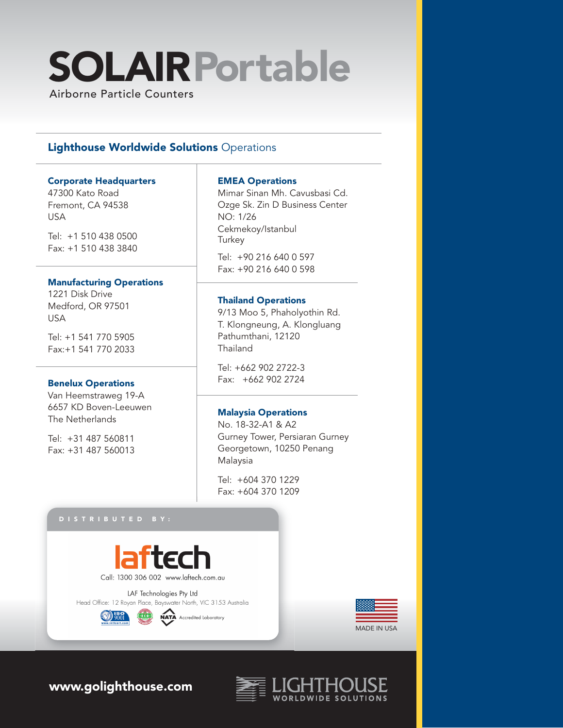# SOLAIR Portable

Airborne Particle Counters

## Lighthouse Worldwide Solutions Operations

### Corporate Headquarters

47300 Kato Road
Fremont, CA 94538
USA

Tel: +1 510 438 0500
Fax: +1 510 438 3840

### Manufacturing Operations

1221 Disk Drive
Medford, OR 97501
USA

Tel: +1 541 770 5905
Fax:+1 541 770 2033

### Benelux Operations

Van Heemstraweg 19-A
6657 KD Boven-Leeuwen
The Netherlands

Tel: +31 487 560811
Fax: +31 487 560013

### EMEA Operations

Mimar Sinan Mh. Cavusbasi Cd.
Ozge Sk. Zin D Business Center
NO: 1/26
Cekmekoy/Istanbul
Turkey

Tel: +90 216 640 0 597
Fax: +90 216 640 0 598

### Thailand Operations

9/13 Moo 5, Phaholyothin Rd.
T. Klongneung, A. Klongluang
Pathumthani, 12120
Thailand

Tel: +662 902 2722-3
Fax: +662 902 2724

### Malaysia Operations

No. 18-32-A1 & A2
Gurney Tower, Persiaran Gurney
Georgetown, 10250 Penang
Malaysia

Tel: +604 370 1229
Fax: +604 370 1209

DISTRIBUTED BY:

laftech

Call: 1300 306 002 www.laftech.com.au

LAF Technologies Pty Ltd
Head Office: 12 Royan Place, Bayswater North, VIC 3153 Australia

ISO 9001 NATA Accredited Laboratory

MADE IN USA

www.golighthouse.com

LIGHTHOUSE WORLDWIDE SOLUTIONS